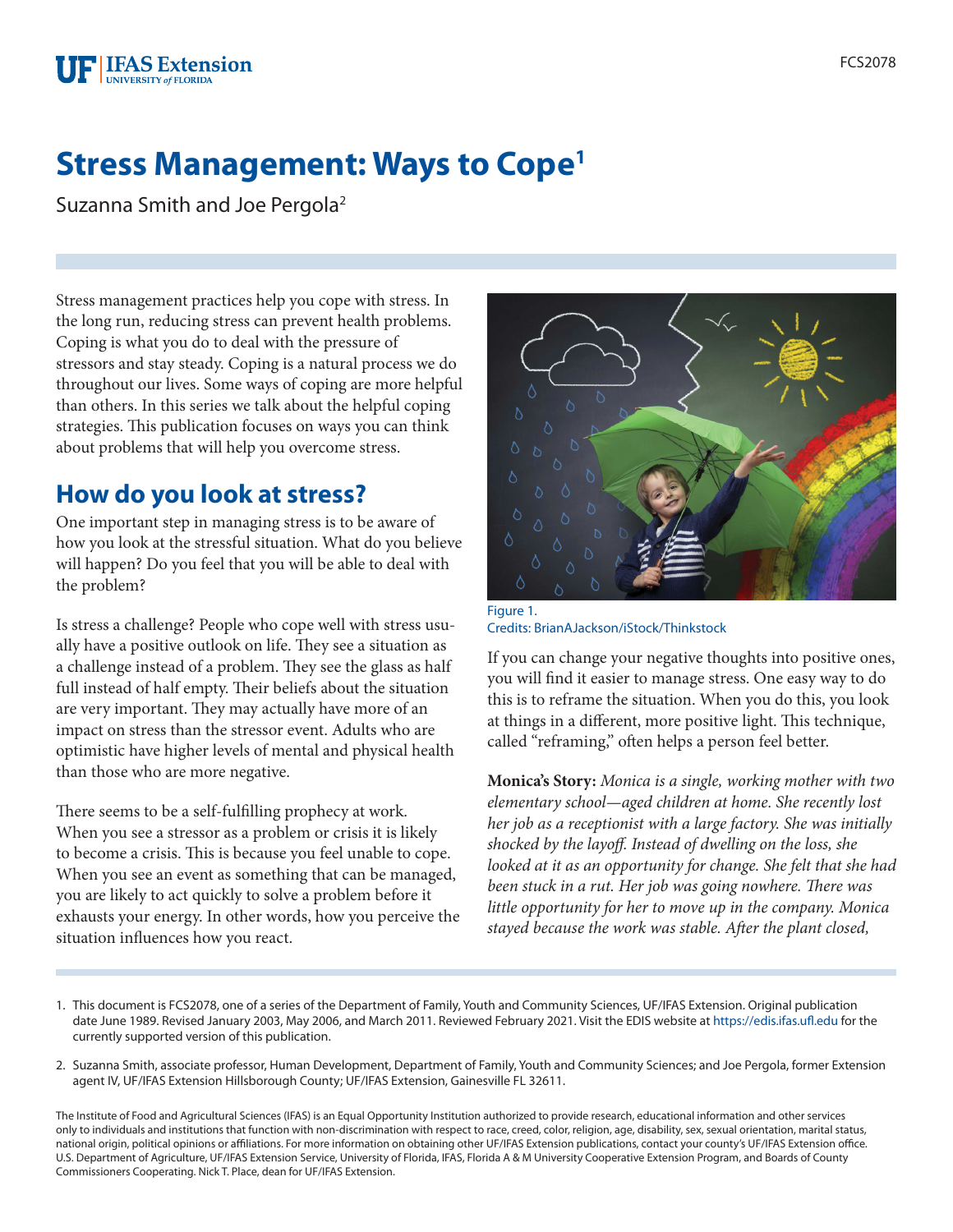# Stress Management: Ways to Cope[1]

Suzanna Smith and Joe Pergola[2]

Stress management practices help you cope with stress. In the long run, reducing stress can prevent health problems. Coping is what you do to deal with the pressure of stressors and stay steady. Coping is a natural process we do throughout our lives. Some ways of coping are more helpful than others. In this series we talk about the helpful coping strategies. This publication focuses on ways you can think about problems that will help you overcome stress.

## How do you look at stress?

One important step in managing stress is to be aware of how you look at the stressful situation. What do you believe will happen? Do you feel that you will be able to deal with the problem?

Is stress a challenge? People who cope well with stress usually have a positive outlook on life. They see a situation as a challenge instead of a problem. They see the glass as half full instead of half empty. Their beliefs about the situation are very important. They may actually have more of an impact on stress than the stressor event. Adults who are optimistic have higher levels of mental and physical health than those who are more negative.

There seems to be a self-fulfilling prophecy at work. When you see a stressor as a problem or crisis it is likely to become a crisis. This is because you feel unable to cope. When you see an event as something that can be managed, you are likely to act quickly to solve a problem before it exhausts your energy. In other words, how you perceive the situation influences how you react.

Figure 1.
Credits: BrianAJackson/iStock/Thinkstock

If you can change your negative thoughts into positive ones, you will find it easier to manage stress. One easy way to do this is to reframe the situation. When you do this, you look at things in a different, more positive light. This technique, called "reframing," often helps a person feel better.

**Monica's Story:** *Monica is a single, working mother with two elementary school—aged children at home. She recently lost her job as a receptionist with a large factory. She was initially shocked by the layoff. Instead of dwelling on the loss, she looked at it as an opportunity for change. She felt that she had been stuck in a rut. Her job was going nowhere. There was little opportunity for her to move up in the company. Monica stayed because the work was stable. After the plant closed,*

1. This document is FCS2078, one of a series of the Department of Family, Youth and Community Sciences, UF/IFAS Extension. Original publication date June 1989. Revised January 2003, May 2006, and March 2011. Reviewed February 2021. Visit the EDIS website at https://edis.ifas.ufl.edu for the currently supported version of this publication.

2. Suzanna Smith, associate professor, Human Development, Department of Family, Youth and Community Sciences; and Joe Pergola, former Extension agent IV, UF/IFAS Extension Hillsborough County; UF/IFAS Extension, Gainesville FL 32611.

The Institute of Food and Agricultural Sciences (IFAS) is an Equal Opportunity Institution authorized to provide research, educational information and other services only to individuals and institutions that function with non-discrimination with respect to race, creed, color, religion, age, disability, sex, sexual orientation, marital status, national origin, political opinions or affiliations. For more information on obtaining other UF/IFAS Extension publications, contact your county's UF/IFAS Extension office. U.S. Department of Agriculture, UF/IFAS Extension Service, University of Florida, IFAS, Florida A & M University Cooperative Extension Program, and Boards of County Commissioners Cooperating. Nick T. Place, dean for UF/IFAS Extension.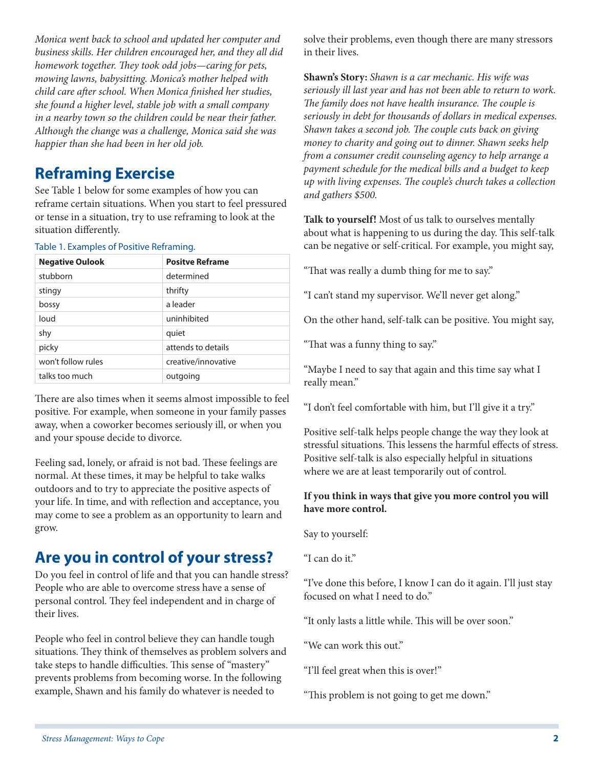*Monica went back to school and updated her computer and business skills. Her children encouraged her, and they all did homework together. They took odd jobs—caring for pets, mowing lawns, babysitting. Monica's mother helped with child care after school. When Monica finished her studies, she found a higher level, stable job with a small company in a nearby town so the children could be near their father. Although the change was a challenge, Monica said she was happier than she had been in her old job.*

## Reframing Exercise

See Table 1 below for some examples of how you can reframe certain situations. When you start to feel pressured or tense in a situation, try to use reframing to look at the situation differently.

Table 1. Examples of Positive Reframing.

| Negative Oulook | Positve Reframe |
|---|---|
| stubborn | determined |
| stingy | thrifty |
| bossy | a leader |
| loud | uninhibited |
| shy | quiet |
| picky | attends to details |
| won't follow rules | creative/innovative |
| talks too much | outgoing |

There are also times when it seems almost impossible to feel positive. For example, when someone in your family passes away, when a coworker becomes seriously ill, or when you and your spouse decide to divorce.

Feeling sad, lonely, or afraid is not bad. These feelings are normal. At these times, it may be helpful to take walks outdoors and to try to appreciate the positive aspects of your life. In time, and with reflection and acceptance, you may come to see a problem as an opportunity to learn and grow.

## Are you in control of your stress?

Do you feel in control of life and that you can handle stress? People who are able to overcome stress have a sense of personal control. They feel independent and in charge of their lives.

People who feel in control believe they can handle tough situations. They think of themselves as problem solvers and take steps to handle difficulties. This sense of "mastery" prevents problems from becoming worse. In the following example, Shawn and his family do whatever is needed to solve their problems, even though there are many stressors in their lives.

**Shawn's Story:** *Shawn is a car mechanic. His wife was seriously ill last year and has not been able to return to work. The family does not have health insurance. The couple is seriously in debt for thousands of dollars in medical expenses. Shawn takes a second job. The couple cuts back on giving money to charity and going out to dinner. Shawn seeks help from a consumer credit counseling agency to help arrange a payment schedule for the medical bills and a budget to keep up with living expenses. The couple's church takes a collection and gathers $500.*

**Talk to yourself!** Most of us talk to ourselves mentally about what is happening to us during the day. This self-talk can be negative or self-critical. For example, you might say,

"That was really a dumb thing for me to say."

"I can't stand my supervisor. We'll never get along."

On the other hand, self-talk can be positive. You might say,

"That was a funny thing to say."

"Maybe I need to say that again and this time say what I really mean."

"I don't feel comfortable with him, but I'll give it a try."

Positive self-talk helps people change the way they look at stressful situations. This lessens the harmful effects of stress. Positive self-talk is also especially helpful in situations where we are at least temporarily out of control.

**If you think in ways that give you more control you will have more control.**

Say to yourself:

"I can do it."

"I've done this before, I know I can do it again. I'll just stay focused on what I need to do."

"It only lasts a little while. This will be over soon."

"We can work this out."

"I'll feel great when this is over!"

"This problem is not going to get me down."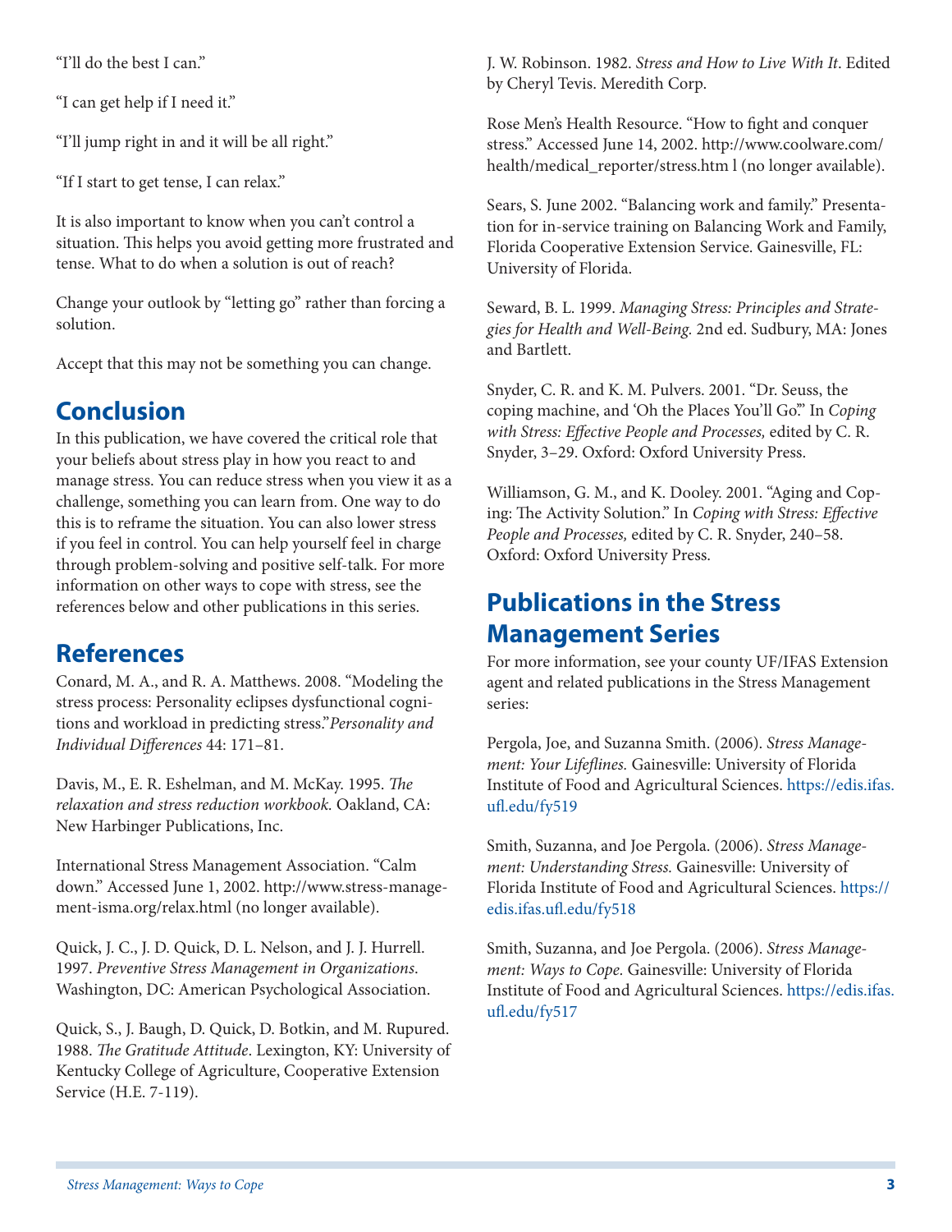"I'll do the best I can."

"I can get help if I need it."

"I'll jump right in and it will be all right."

"If I start to get tense, I can relax."

It is also important to know when you can't control a situation. This helps you avoid getting more frustrated and tense. What to do when a solution is out of reach?

Change your outlook by "letting go" rather than forcing a solution.

Accept that this may not be something you can change.

## Conclusion

In this publication, we have covered the critical role that your beliefs about stress play in how you react to and manage stress. You can reduce stress when you view it as a challenge, something you can learn from. One way to do this is to reframe the situation. You can also lower stress if you feel in control. You can help yourself feel in charge through problem-solving and positive self-talk. For more information on other ways to cope with stress, see the references below and other publications in this series.

## References

Conard, M. A., and R. A. Matthews. 2008. "Modeling the stress process: Personality eclipses dysfunctional cognitions and workload in predicting stress."*Personality and Individual Differences* 44: 171–81.

Davis, M., E. R. Eshelman, and M. McKay. 1995. *The relaxation and stress reduction workbook.* Oakland, CA: New Harbinger Publications, Inc.

International Stress Management Association. "Calm down." Accessed June 1, 2002. http://www.stress-management-isma.org/relax.html (no longer available).

Quick, J. C., J. D. Quick, D. L. Nelson, and J. J. Hurrell. 1997. *Preventive Stress Management in Organizations*. Washington, DC: American Psychological Association.

Quick, S., J. Baugh, D. Quick, D. Botkin, and M. Rupured. 1988. *The Gratitude Attitude*. Lexington, KY: University of Kentucky College of Agriculture, Cooperative Extension Service (H.E. 7-119).

J. W. Robinson. 1982. *Stress and How to Live With It*. Edited by Cheryl Tevis. Meredith Corp.

Rose Men's Health Resource. "How to fight and conquer stress." Accessed June 14, 2002. http://www.coolware.com/health/medical_reporter/stress.htm l (no longer available).

Sears, S. June 2002. "Balancing work and family." Presentation for in-service training on Balancing Work and Family, Florida Cooperative Extension Service. Gainesville, FL: University of Florida.

Seward, B. L. 1999. *Managing Stress: Principles and Strategies for Health and Well-Being.* 2nd ed. Sudbury, MA: Jones and Bartlett.

Snyder, C. R. and K. M. Pulvers. 2001. "Dr. Seuss, the coping machine, and 'Oh the Places You'll Go.'" In *Coping with Stress: Effective People and Processes,* edited by C. R. Snyder, 3–29. Oxford: Oxford University Press.

Williamson, G. M., and K. Dooley. 2001. "Aging and Coping: The Activity Solution." In *Coping with Stress: Effective People and Processes,* edited by C. R. Snyder, 240–58. Oxford: Oxford University Press.

## Publications in the Stress Management Series

For more information, see your county UF/IFAS Extension agent and related publications in the Stress Management series:

Pergola, Joe, and Suzanna Smith. (2006). *Stress Management: Your Lifeflines.* Gainesville: University of Florida Institute of Food and Agricultural Sciences. https://edis.ifas.ufl.edu/fy519

Smith, Suzanna, and Joe Pergola. (2006). *Stress Management: Understanding Stress.* Gainesville: University of Florida Institute of Food and Agricultural Sciences. https://edis.ifas.ufl.edu/fy518

Smith, Suzanna, and Joe Pergola. (2006). *Stress Management: Ways to Cope.* Gainesville: University of Florida Institute of Food and Agricultural Sciences. https://edis.ifas.ufl.edu/fy517